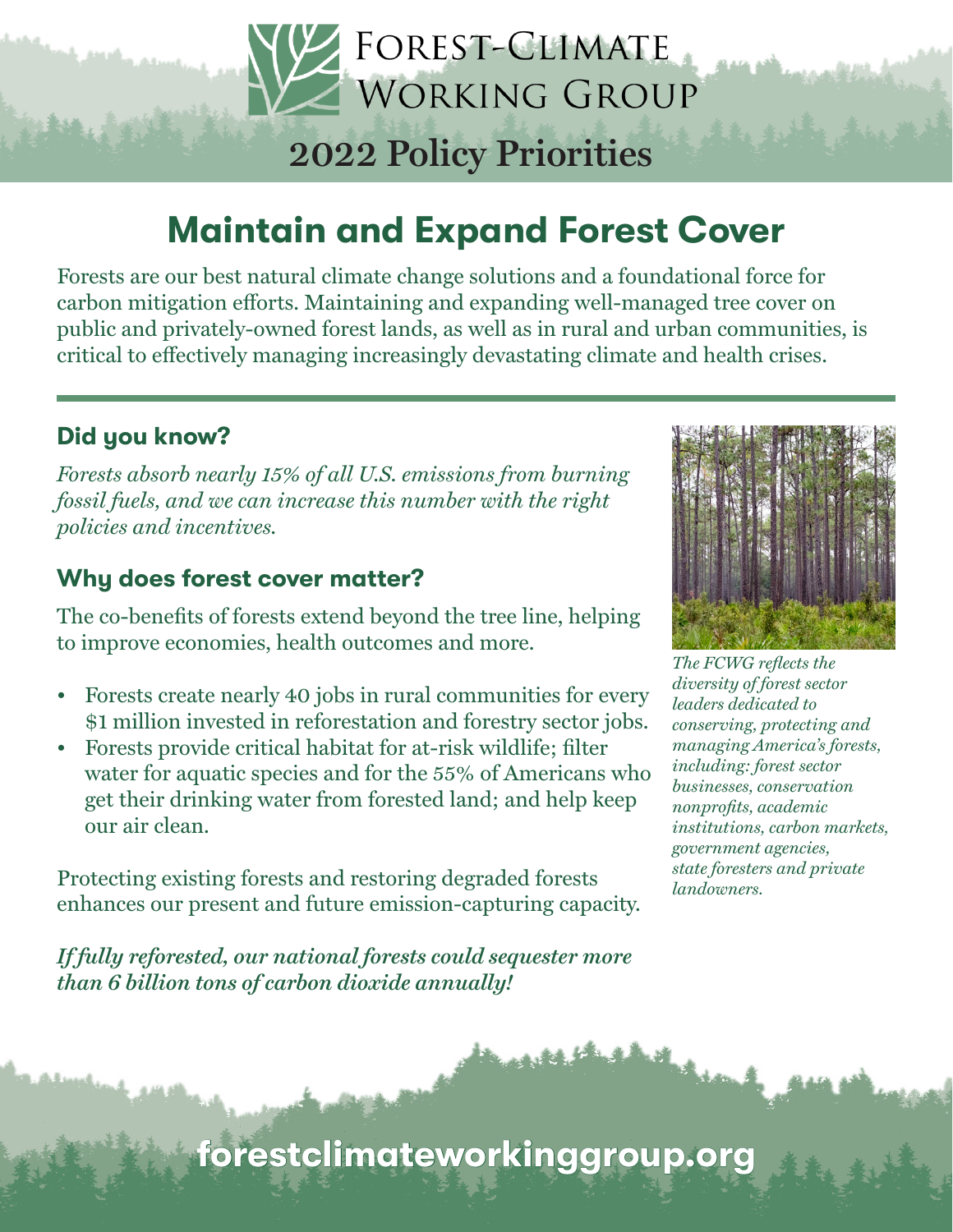# Forest-Climate Working Group

## 2022 Policy Priorities

# Maintain and Expand Forest Cover

Forests are our best natural climate change solutions and a foundational force for carbon mitigation efforts. Maintaining and expanding well-managed tree cover on public and privately-owned forest lands, as well as in rural and urban communities, is critical to effectively managing increasingly devastating climate and health crises.

### Did you know?

*Forests absorb nearly 15% of all U.S. emissions from burning fossil fuels, and we can increase this number with the right policies and incentives.*

### Why does forest cover matter?

The co-benefits of forests extend beyond the tree line, helping to improve economies, health outcomes and more.

- Forests create nearly 40 jobs in rural communities for every $1 million invested in reforestation and forestry sector jobs.
- Forests provide critical habitat for at-risk wildlife; filter water for aquatic species and for the 55% of Americans who get their drinking water from forested land; and help keep our air clean.

Protecting existing forests and restoring degraded forests enhances our present and future emission-capturing capacity.

***If fully reforested, our national forests could sequester more than 6 billion tons of carbon dioxide annually!***

*The FCWG reflects the diversity of forest sector leaders dedicated to conserving, protecting and managing America's forests, including: forest sector businesses, conservation nonprofits, academic institutions, carbon markets, government agencies, state foresters and private landowners.*

**forestclimateworkinggroup.org**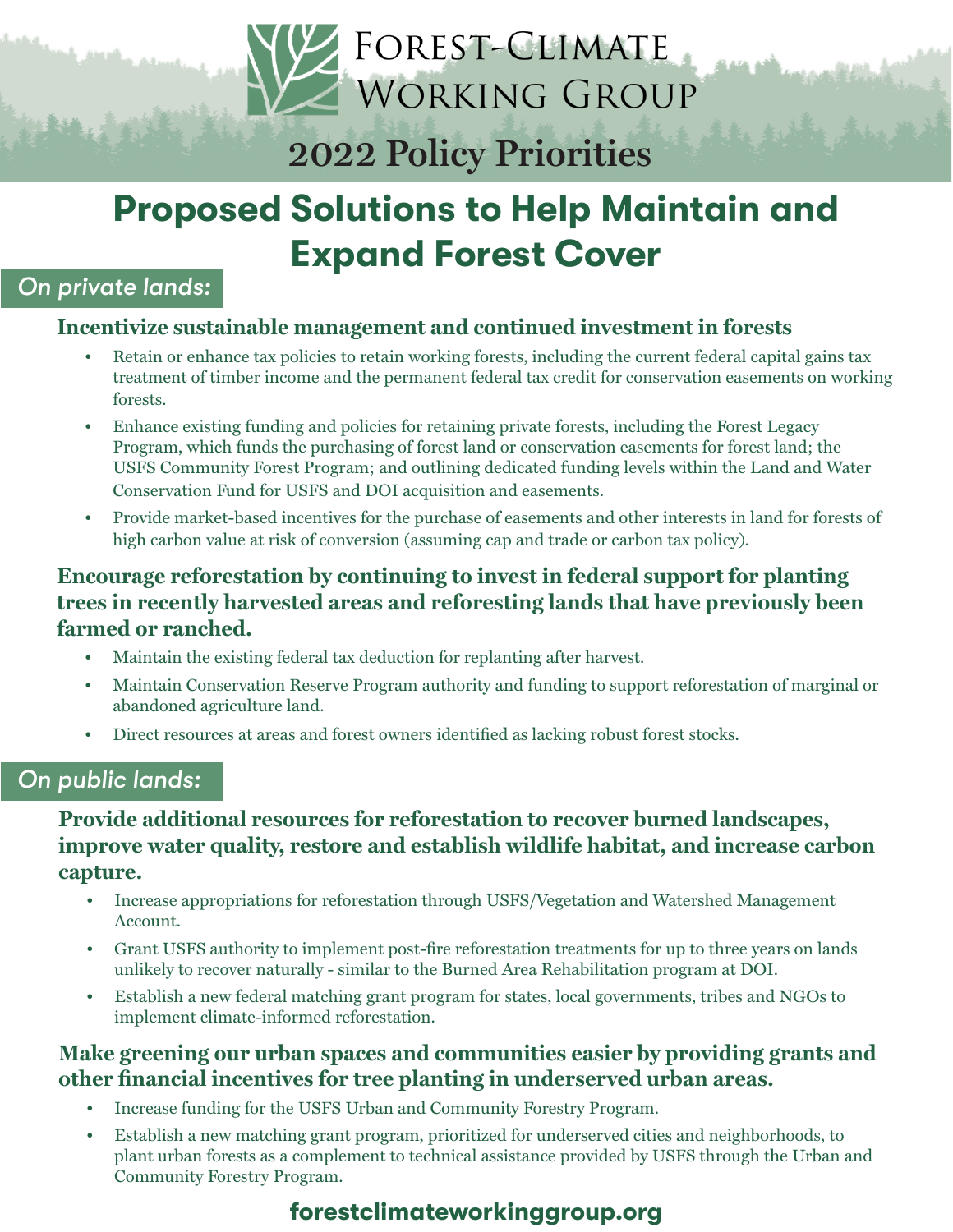# Forest-Climate Working Group

## 2022 Policy Priorities

# Proposed Solutions to Help Maintain and Expand Forest Cover

*On private lands:*

### Incentivize sustainable management and continued investment in forests

- Retain or enhance tax policies to retain working forests, including the current federal capital gains tax treatment of timber income and the permanent federal tax credit for conservation easements on working forests.
- Enhance existing funding and policies for retaining private forests, including the Forest Legacy Program, which funds the purchasing of forest land or conservation easements for forest land; the USFS Community Forest Program; and outlining dedicated funding levels within the Land and Water Conservation Fund for USFS and DOI acquisition and easements.
- Provide market-based incentives for the purchase of easements and other interests in land for forests of high carbon value at risk of conversion (assuming cap and trade or carbon tax policy).

### Encourage reforestation by continuing to invest in federal support for planting trees in recently harvested areas and reforesting lands that have previously been farmed or ranched.

- Maintain the existing federal tax deduction for replanting after harvest.
- Maintain Conservation Reserve Program authority and funding to support reforestation of marginal or abandoned agriculture land.
- Direct resources at areas and forest owners identified as lacking robust forest stocks.

*On public lands:*

### Provide additional resources for reforestation to recover burned landscapes, improve water quality, restore and establish wildlife habitat, and increase carbon capture.

- Increase appropriations for reforestation through USFS/Vegetation and Watershed Management Account.
- Grant USFS authority to implement post-fire reforestation treatments for up to three years on lands unlikely to recover naturally - similar to the Burned Area Rehabilitation program at DOI.
- Establish a new federal matching grant program for states, local governments, tribes and NGOs to implement climate-informed reforestation.

### Make greening our urban spaces and communities easier by providing grants and other financial incentives for tree planting in underserved urban areas.

- Increase funding for the USFS Urban and Community Forestry Program.
- Establish a new matching grant program, prioritized for underserved cities and neighborhoods, to plant urban forests as a complement to technical assistance provided by USFS through the Urban and Community Forestry Program.

**forestclimateworkinggroup.org**